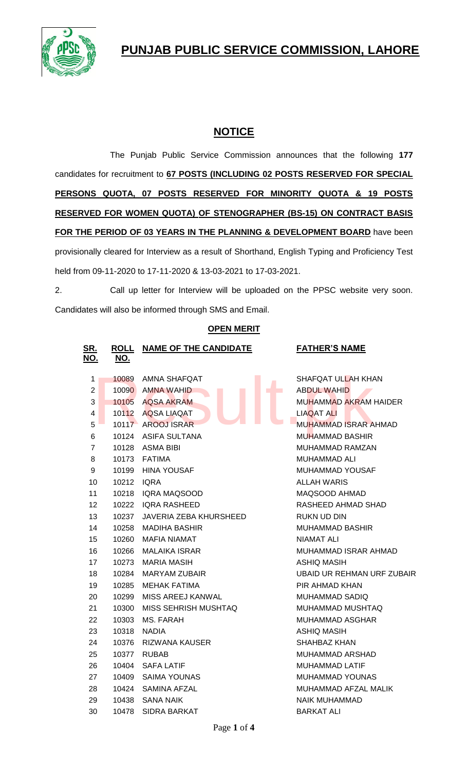# PUNJAB PUBLIC SERVICE COMMISSION, LAHORE

## NOTICE

The Punjab Public Service Commission announces that the following **177** candidates for recruitment to **67 POSTS (INCLUDING 02 POSTS RESERVED FOR SPECIAL PERSONS QUOTA, 07 POSTS RESERVED FOR MINORITY QUOTA & 19 POSTS RESERVED FOR WOMEN QUOTA) OF STENOGRAPHER (BS-15) ON CONTRACT BASIS FOR THE PERIOD OF 03 YEARS IN THE PLANNING & DEVELOPMENT BOARD** have been provisionally cleared for Interview as a result of Shorthand, English Typing and Proficiency Test held from 09-11-2020 to 17-11-2020 & 13-03-2021 to 17-03-2021.

2. Call up letter for Interview will be uploaded on the PPSC website very soon. Candidates will also be informed through SMS and Email.

**OPEN MERIT**

| SR. NO. | ROLL NO. | NAME OF THE CANDIDATE | FATHER'S NAME |
|---|---|---|---|
| 1 | 10089 | AMNA SHAFQAT | SHAFQAT ULLAH KHAN |
| 2 | 10090 | AMNA WAHID | ABDUL WAHID |
| 3 | 10105 | AQSA AKRAM | MUHAMMAD AKRAM HAIDER |
| 4 | 10112 | AQSA LIAQAT | LIAQAT ALI |
| 5 | 10117 | AROOJ ISRAR | MUHAMMAD ISRAR AHMAD |
| 6 | 10124 | ASIFA SULTANA | MUHAMMAD BASHIR |
| 7 | 10128 | ASMA BIBI | MUHAMMAD RAMZAN |
| 8 | 10173 | FATIMA | MUHAMMAD ALI |
| 9 | 10199 | HINA YOUSAF | MUHAMMAD YOUSAF |
| 10 | 10212 | IQRA | ALLAH WARIS |
| 11 | 10218 | IQRA MAQSOOD | MAQSOOD AHMAD |
| 12 | 10222 | IQRA RASHEED | RASHEED AHMAD SHAD |
| 13 | 10237 | JAVERIA ZEBA KHURSHEED | RUKN UD DIN |
| 14 | 10258 | MADIHA BASHIR | MUHAMMAD BASHIR |
| 15 | 10260 | MAFIA NIAMAT | NIAMAT ALI |
| 16 | 10266 | MALAIKA ISRAR | MUHAMMAD ISRAR AHMAD |
| 17 | 10273 | MARIA MASIH | ASHIQ MASIH |
| 18 | 10284 | MARYAM ZUBAIR | UBAID UR REHMAN URF ZUBAIR |
| 19 | 10285 | MEHAK FATIMA | PIR AHMAD KHAN |
| 20 | 10299 | MISS AREEJ KANWAL | MUHAMMAD SADIQ |
| 21 | 10300 | MISS SEHRISH MUSHTAQ | MUHAMMAD MUSHTAQ |
| 22 | 10303 | MS. FARAH | MUHAMMAD ASGHAR |
| 23 | 10318 | NADIA | ASHIQ MASIH |
| 24 | 10376 | RIZWANA KAUSER | SHAHBAZ KHAN |
| 25 | 10377 | RUBAB | MUHAMMAD ARSHAD |
| 26 | 10404 | SAFA LATIF | MUHAMMAD LATIF |
| 27 | 10409 | SAIMA YOUNAS | MUHAMMAD YOUNAS |
| 28 | 10424 | SAMINA AFZAL | MUHAMMAD AFZAL MALIK |
| 29 | 10438 | SANA NAIK | NAIK MUHAMMAD |
| 30 | 10478 | SIDRA BARKAT | BARKAT ALI |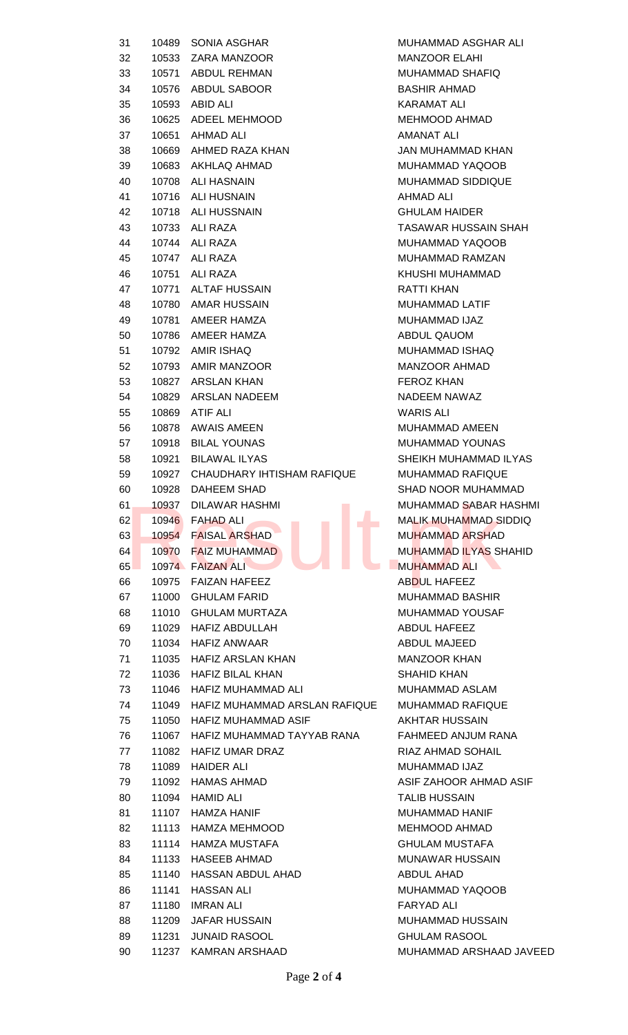| | | | |
|---|---|---|---|
| 31 | 10489 | SONIA ASGHAR | MUHAMMAD ASGHAR ALI |
| 32 | 10533 | ZARA MANZOOR | MANZOOR ELAHI |
| 33 | 10571 | ABDUL REHMAN | MUHAMMAD SHAFIQ |
| 34 | 10576 | ABDUL SABOOR | BASHIR AHMAD |
| 35 | 10593 | ABID ALI | KARAMAT ALI |
| 36 | 10625 | ADEEL MEHMOOD | MEHMOOD AHMAD |
| 37 | 10651 | AHMAD ALI | AMANAT ALI |
| 38 | 10669 | AHMED RAZA KHAN | JAN MUHAMMAD KHAN |
| 39 | 10683 | AKHLAQ AHMAD | MUHAMMAD YAQOOB |
| 40 | 10708 | ALI HASNAIN | MUHAMMAD SIDDIQUE |
| 41 | 10716 | ALI HUSNAIN | AHMAD ALI |
| 42 | 10718 | ALI HUSSNAIN | GHULAM HAIDER |
| 43 | 10733 | ALI RAZA | TASAWAR HUSSAIN SHAH |
| 44 | 10744 | ALI RAZA | MUHAMMAD YAQOOB |
| 45 | 10747 | ALI RAZA | MUHAMMAD RAMZAN |
| 46 | 10751 | ALI RAZA | KHUSHI MUHAMMAD |
| 47 | 10771 | ALTAF HUSSAIN | RATTI KHAN |
| 48 | 10780 | AMAR HUSSAIN | MUHAMMAD LATIF |
| 49 | 10781 | AMEER HAMZA | MUHAMMAD IJAZ |
| 50 | 10786 | AMEER HAMZA | ABDUL QAUOM |
| 51 | 10792 | AMIR ISHAQ | MUHAMMAD ISHAQ |
| 52 | 10793 | AMIR MANZOOR | MANZOOR AHMAD |
| 53 | 10827 | ARSLAN KHAN | FEROZ KHAN |
| 54 | 10829 | ARSLAN NADEEM | NADEEM NAWAZ |
| 55 | 10869 | ATIF ALI | WARIS ALI |
| 56 | 10878 | AWAIS AMEEN | MUHAMMAD AMEEN |
| 57 | 10918 | BILAL YOUNAS | MUHAMMAD YOUNAS |
| 58 | 10921 | BILAWAL ILYAS | SHEIKH MUHAMMAD ILYAS |
| 59 | 10927 | CHAUDHARY IHTISHAM RAFIQUE | MUHAMMAD RAFIQUE |
| 60 | 10928 | DAHEEM SHAD | SHAD NOOR MUHAMMAD |
| 61 | 10937 | DILAWAR HASHMI | MUHAMMAD SABAR HASHMI |
| 62 | 10946 | FAHAD ALI | MALIK MUHAMMAD SIDDIQ |
| 63 | 10954 | FAISAL ARSHAD | MUHAMMAD ARSHAD |
| 64 | 10970 | FAIZ MUHAMMAD | MUHAMMAD ILYAS SHAHID |
| 65 | 10974 | FAIZAN ALI | MUHAMMAD ALI |
| 66 | 10975 | FAIZAN HAFEEZ | ABDUL HAFEEZ |
| 67 | 11000 | GHULAM FARID | MUHAMMAD BASHIR |
| 68 | 11010 | GHULAM MURTAZA | MUHAMMAD YOUSAF |
| 69 | 11029 | HAFIZ ABDULLAH | ABDUL HAFEEZ |
| 70 | 11034 | HAFIZ ANWAAR | ABDUL MAJEED |
| 71 | 11035 | HAFIZ ARSLAN KHAN | MANZOOR KHAN |
| 72 | 11036 | HAFIZ BILAL KHAN | SHAHID KHAN |
| 73 | 11046 | HAFIZ MUHAMMAD ALI | MUHAMMAD ASLAM |
| 74 | 11049 | HAFIZ MUHAMMAD ARSLAN RAFIQUE | MUHAMMAD RAFIQUE |
| 75 | 11050 | HAFIZ MUHAMMAD ASIF | AKHTAR HUSSAIN |
| 76 | 11067 | HAFIZ MUHAMMAD TAYYAB RANA | FAHMEED ANJUM RANA |
| 77 | 11082 | HAFIZ UMAR DRAZ | RIAZ AHMAD SOHAIL |
| 78 | 11089 | HAIDER ALI | MUHAMMAD IJAZ |
| 79 | 11092 | HAMAS AHMAD | ASIF ZAHOOR AHMAD ASIF |
| 80 | 11094 | HAMID ALI | TALIB HUSSAIN |
| 81 | 11107 | HAMZA HANIF | MUHAMMAD HANIF |
| 82 | 11113 | HAMZA MEHMOOD | MEHMOOD AHMAD |
| 83 | 11114 | HAMZA MUSTAFA | GHULAM MUSTAFA |
| 84 | 11133 | HASEEB AHMAD | MUNAWAR HUSSAIN |
| 85 | 11140 | HASSAN ABDUL AHAD | ABDUL AHAD |
| 86 | 11141 | HASSAN ALI | MUHAMMAD YAQOOB |
| 87 | 11180 | IMRAN ALI | FARYAD ALI |
| 88 | 11209 | JAFAR HUSSAIN | MUHAMMAD HUSSAIN |
| 89 | 11231 | JUNAID RASOOL | GHULAM RASOOL |
| 90 | 11237 | KAMRAN ARSHAAD | MUHAMMAD ARSHAAD JAVEED |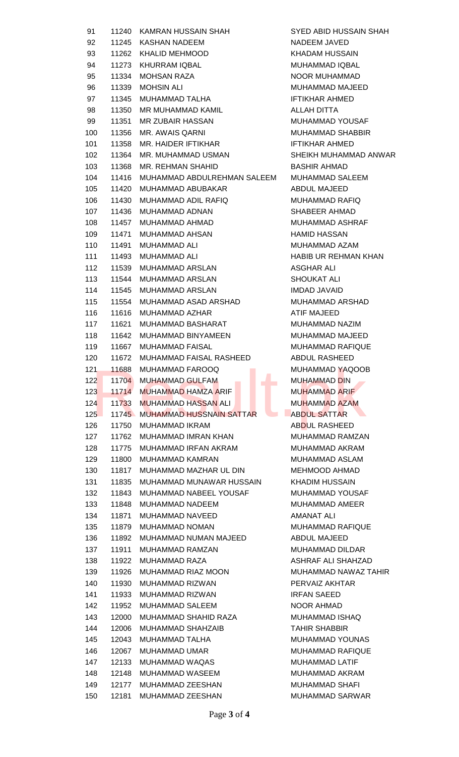| | | | |
|---|---|---|---|
| 91 | 11240 | KAMRAN HUSSAIN SHAH | SYED ABID HUSSAIN SHAH |
| 92 | 11245 | KASHAN NADEEM | NADEEM JAVED |
| 93 | 11262 | KHALID MEHMOOD | KHADAM HUSSAIN |
| 94 | 11273 | KHURRAM IQBAL | MUHAMMAD IQBAL |
| 95 | 11334 | MOHSAN RAZA | NOOR MUHAMMAD |
| 96 | 11339 | MOHSIN ALI | MUHAMMAD MAJEED |
| 97 | 11345 | MUHAMMAD TALHA | IFTIKHAR AHMED |
| 98 | 11350 | MR MUHAMMAD KAMIL | ALLAH DITTA |
| 99 | 11351 | MR ZUBAIR HASSAN | MUHAMMAD YOUSAF |
| 100 | 11356 | MR. AWAIS QARNI | MUHAMMAD SHABBIR |
| 101 | 11358 | MR. HAIDER IFTIKHAR | IFTIKHAR AHMED |
| 102 | 11364 | MR. MUHAMMAD USMAN | SHEIKH MUHAMMAD ANWAR |
| 103 | 11368 | MR. REHMAN SHAHID | BASHIR AHMAD |
| 104 | 11416 | MUHAMMAD ABDULREHMAN SALEEM | MUHAMMAD SALEEM |
| 105 | 11420 | MUHAMMAD ABUBAKAR | ABDUL MAJEED |
| 106 | 11430 | MUHAMMAD ADIL RAFIQ | MUHAMMAD RAFIQ |
| 107 | 11436 | MUHAMMAD ADNAN | SHABEER AHMAD |
| 108 | 11457 | MUHAMMAD AHMAD | MUHAMMAD ASHRAF |
| 109 | 11471 | MUHAMMAD AHSAN | HAMID HASSAN |
| 110 | 11491 | MUHAMMAD ALI | MUHAMMAD AZAM |
| 111 | 11493 | MUHAMMAD ALI | HABIB UR REHMAN KHAN |
| 112 | 11539 | MUHAMMAD ARSLAN | ASGHAR ALI |
| 113 | 11544 | MUHAMMAD ARSLAN | SHOUKAT ALI |
| 114 | 11545 | MUHAMMAD ARSLAN | IMDAD JAVAID |
| 115 | 11554 | MUHAMMAD ASAD ARSHAD | MUHAMMAD ARSHAD |
| 116 | 11616 | MUHAMMAD AZHAR | ATIF MAJEED |
| 117 | 11621 | MUHAMMAD BASHARAT | MUHAMMAD NAZIM |
| 118 | 11642 | MUHAMMAD BINYAMEEN | MUHAMMAD MAJEED |
| 119 | 11667 | MUHAMMAD FAISAL | MUHAMMAD RAFIQUE |
| 120 | 11672 | MUHAMMAD FAISAL RASHEED | ABDUL RASHEED |
| 121 | 11688 | MUHAMMAD FAROOQ | MUHAMMAD YAQOOB |
| 122 | 11704 | MUHAMMAD GULFAM | MUHAMMAD DIN |
| 123 | 11714 | MUHAMMAD HAMZA ARIF | MUHAMMAD ARIF |
| 124 | 11733 | MUHAMMAD HASSAN ALI | MUHAMMAD AZAM |
| 125 | 11745 | MUHAMMAD HUSSNAIN SATTAR | ABDUL SATTAR |
| 126 | 11750 | MUHAMMAD IKRAM | ABDUL RASHEED |
| 127 | 11762 | MUHAMMAD IMRAN KHAN | MUHAMMAD RAMZAN |
| 128 | 11775 | MUHAMMAD IRFAN AKRAM | MUHAMMAD AKRAM |
| 129 | 11800 | MUHAMMAD KAMRAN | MUHAMMAD ASLAM |
| 130 | 11817 | MUHAMMAD MAZHAR UL DIN | MEHMOOD AHMAD |
| 131 | 11835 | MUHAMMAD MUNAWAR HUSSAIN | KHADIM HUSSAIN |
| 132 | 11843 | MUHAMMAD NABEEL YOUSAF | MUHAMMAD YOUSAF |
| 133 | 11848 | MUHAMMAD NADEEM | MUHAMMAD AMEER |
| 134 | 11871 | MUHAMMAD NAVEED | AMANAT ALI |
| 135 | 11879 | MUHAMMAD NOMAN | MUHAMMAD RAFIQUE |
| 136 | 11892 | MUHAMMAD NUMAN MAJEED | ABDUL MAJEED |
| 137 | 11911 | MUHAMMAD RAMZAN | MUHAMMAD DILDAR |
| 138 | 11922 | MUHAMMAD RAZA | ASHRAF ALI SHAHZAD |
| 139 | 11926 | MUHAMMAD RIAZ MOON | MUHAMMAD NAWAZ TAHIR |
| 140 | 11930 | MUHAMMAD RIZWAN | PERVAIZ AKHTAR |
| 141 | 11933 | MUHAMMAD RIZWAN | IRFAN SAEED |
| 142 | 11952 | MUHAMMAD SALEEM | NOOR AHMAD |
| 143 | 12000 | MUHAMMAD SHAHID RAZA | MUHAMMAD ISHAQ |
| 144 | 12006 | MUHAMMAD SHAHZAIB | TAHIR SHABBIR |
| 145 | 12043 | MUHAMMAD TALHA | MUHAMMAD YOUNAS |
| 146 | 12067 | MUHAMMAD UMAR | MUHAMMAD RAFIQUE |
| 147 | 12133 | MUHAMMAD WAQAS | MUHAMMAD LATIF |
| 148 | 12148 | MUHAMMAD WASEEM | MUHAMMAD AKRAM |
| 149 | 12177 | MUHAMMAD ZEESHAN | MUHAMMAD SHAFI |
| 150 | 12181 | MUHAMMAD ZEESHAN | MUHAMMAD SARWAR |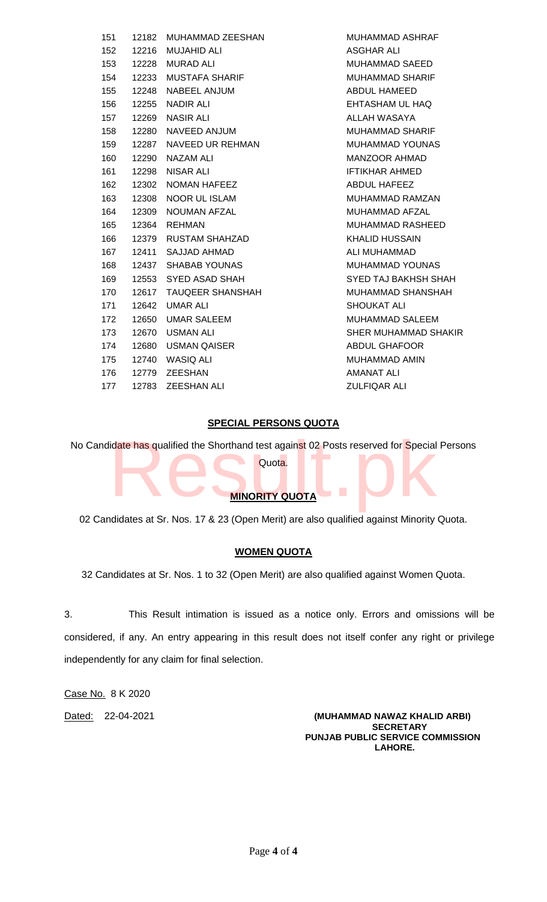| | | | |
|---|---|---|---|
| 151 | 12182 | MUHAMMAD ZEESHAN | MUHAMMAD ASHRAF |
| 152 | 12216 | MUJAHID ALI | ASGHAR ALI |
| 153 | 12228 | MURAD ALI | MUHAMMAD SAEED |
| 154 | 12233 | MUSTAFA SHARIF | MUHAMMAD SHARIF |
| 155 | 12248 | NABEEL ANJUM | ABDUL HAMEED |
| 156 | 12255 | NADIR ALI | EHTASHAM UL HAQ |
| 157 | 12269 | NASIR ALI | ALLAH WASAYA |
| 158 | 12280 | NAVEED ANJUM | MUHAMMAD SHARIF |
| 159 | 12287 | NAVEED UR REHMAN | MUHAMMAD YOUNAS |
| 160 | 12290 | NAZAM ALI | MANZOOR AHMAD |
| 161 | 12298 | NISAR ALI | IFTIKHAR AHMED |
| 162 | 12302 | NOMAN HAFEEZ | ABDUL HAFEEZ |
| 163 | 12308 | NOOR UL ISLAM | MUHAMMAD RAMZAN |
| 164 | 12309 | NOUMAN AFZAL | MUHAMMAD AFZAL |
| 165 | 12364 | REHMAN | MUHAMMAD RASHEED |
| 166 | 12379 | RUSTAM SHAHZAD | KHALID HUSSAIN |
| 167 | 12411 | SAJJAD AHMAD | ALI MUHAMMAD |
| 168 | 12437 | SHABAB YOUNAS | MUHAMMAD YOUNAS |
| 169 | 12553 | SYED ASAD SHAH | SYED TAJ BAKHSH SHAH |
| 170 | 12617 | TAUQEER SHANSHAH | MUHAMMAD SHANSHAH |
| 171 | 12642 | UMAR ALI | SHOUKAT ALI |
| 172 | 12650 | UMAR SALEEM | MUHAMMAD SALEEM |
| 173 | 12670 | USMAN ALI | SHER MUHAMMAD SHAKIR |
| 174 | 12680 | USMAN QAISER | ABDUL GHAFOOR |
| 175 | 12740 | WASIQ ALI | MUHAMMAD AMIN |
| 176 | 12779 | ZEESHAN | AMANAT ALI |
| 177 | 12783 | ZEESHAN ALI | ZULFIQAR ALI |

**SPECIAL PERSONS QUOTA**

No Candidate has qualified the Shorthand test against 02 Posts reserved for Special Persons Quota.

**MINORITY QUOTA**

02 Candidates at Sr. Nos. 17 & 23 (Open Merit) are also qualified against Minority Quota.

**WOMEN QUOTA**

32 Candidates at Sr. Nos. 1 to 32 (Open Merit) are also qualified against Women Quota.

3. This Result intimation is issued as a notice only. Errors and omissions will be considered, if any. An entry appearing in this result does not itself confer any right or privilege independently for any claim for final selection.

Case No. 8 K 2020

Dated: 22-04-2021

**(MUHAMMAD NAWAZ KHALID ARBI)**
**SECRETARY**
**PUNJAB PUBLIC SERVICE COMMISSION**
**LAHORE.**